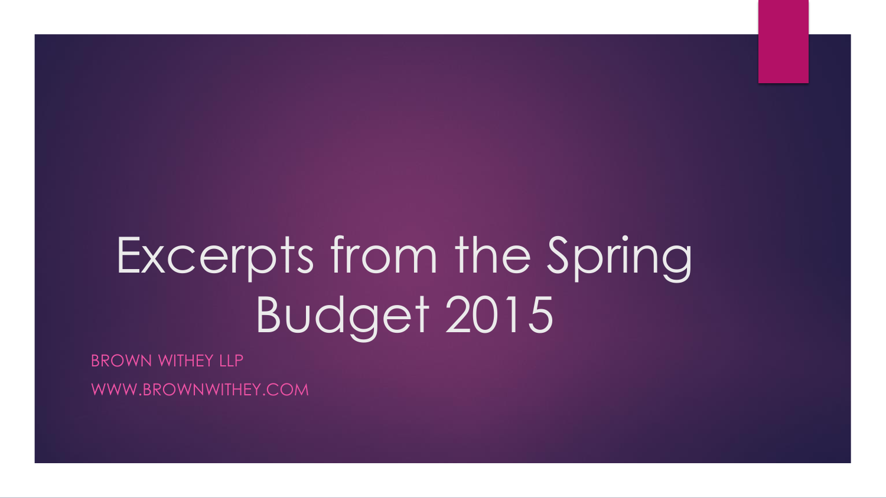# Excerpts from the Spring Budget 2015

BROWN WITHEY LLP

WWW.BROWNWITHEY.COM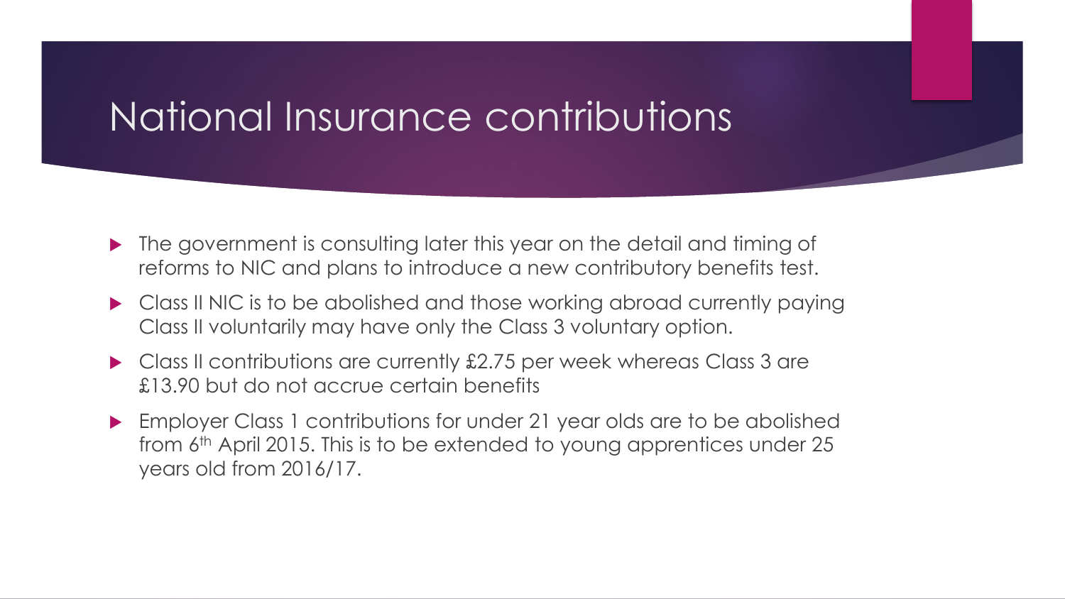# National Insurance contributions

- The government is consulting later this year on the detail and timing of reforms to NIC and plans to introduce a new contributory benefits test.
- Class II NIC is to be abolished and those working abroad currently paying Class II voluntarily may have only the Class 3 voluntary option.
- Class II contributions are currently £2.75 per week whereas Class 3 are £13.90 but do not accrue certain benefits
- Employer Class 1 contributions for under 21 year olds are to be abolished from 6th April 2015. This is to be extended to young apprentices under 25 years old from 2016/17.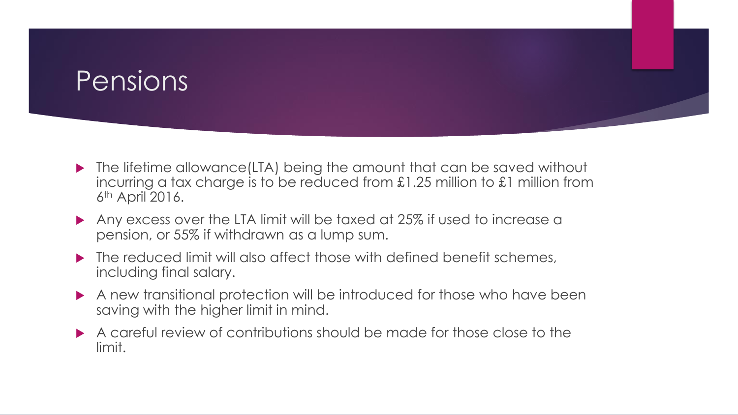# Pensions

- The lifetime allowance(LTA) being the amount that can be saved without incurring a tax charge is to be reduced from £1.25 million to £1 million from 6th April 2016.
- Any excess over the LTA limit will be taxed at 25% if used to increase a pension, or 55% if withdrawn as a lump sum.
- The reduced limit will also affect those with defined benefit schemes, including final salary.
- A new transitional protection will be introduced for those who have been saving with the higher limit in mind.
- A careful review of contributions should be made for those close to the limit.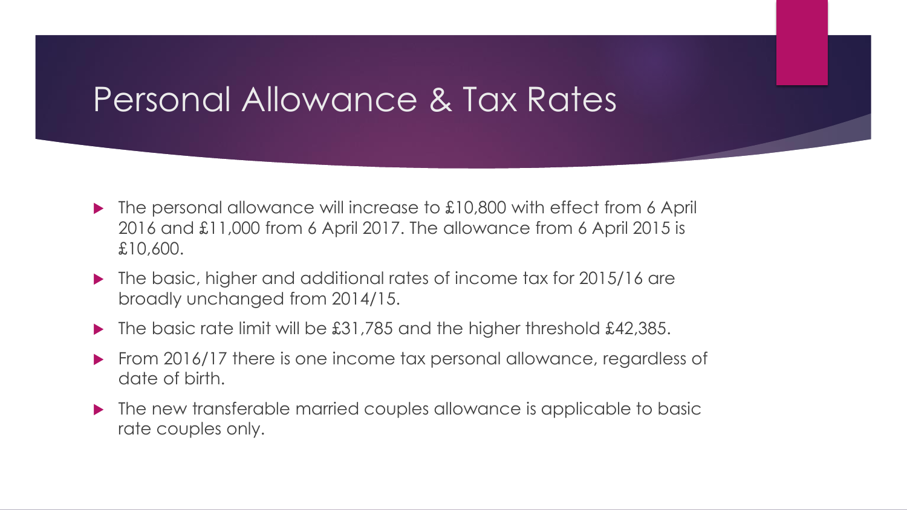# Personal Allowance & Tax Rates

- The personal allowance will increase to £10,800 with effect from 6 April 2016 and £11,000 from 6 April 2017. The allowance from 6 April 2015 is £10,600.
- The basic, higher and additional rates of income tax for 2015/16 are broadly unchanged from 2014/15.
- The basic rate limit will be £31,785 and the higher threshold £42,385.
- From 2016/17 there is one income tax personal allowance, regardless of date of birth.
- The new transferable married couples allowance is applicable to basic rate couples only.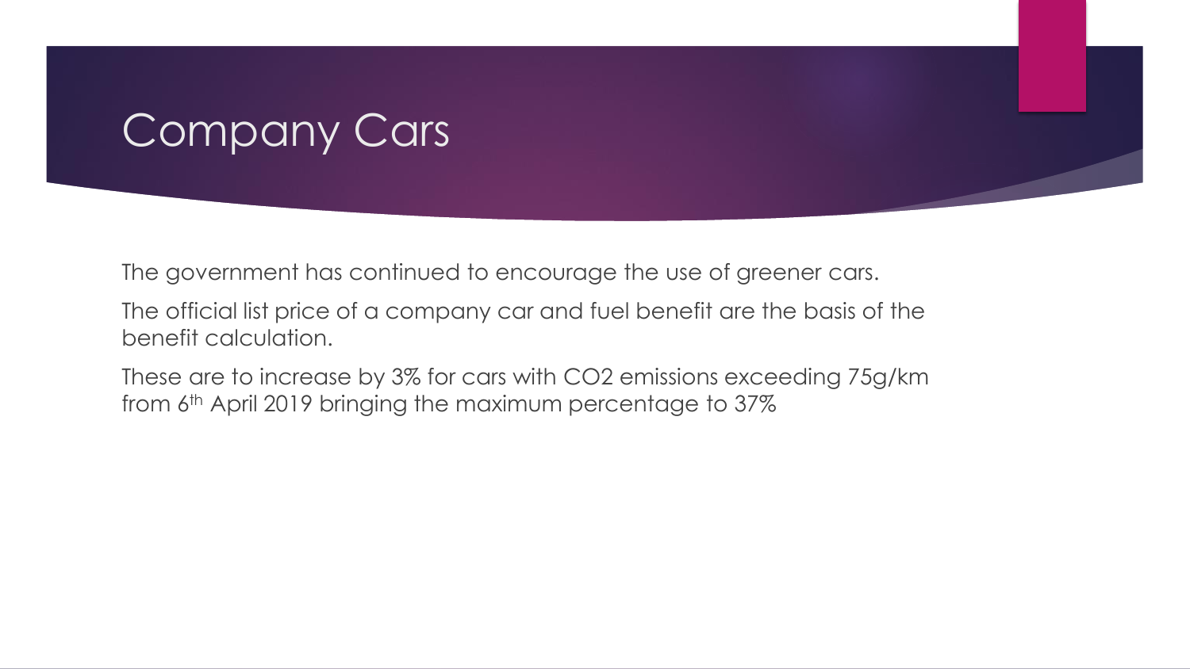# Company Cars

The government has continued to encourage the use of greener cars.

The official list price of a company car and fuel benefit are the basis of the benefit calculation.

These are to increase by 3% for cars with $CO_2$ emissions exceeding 75g/km from 6th April 2019 bringing the maximum percentage to 37%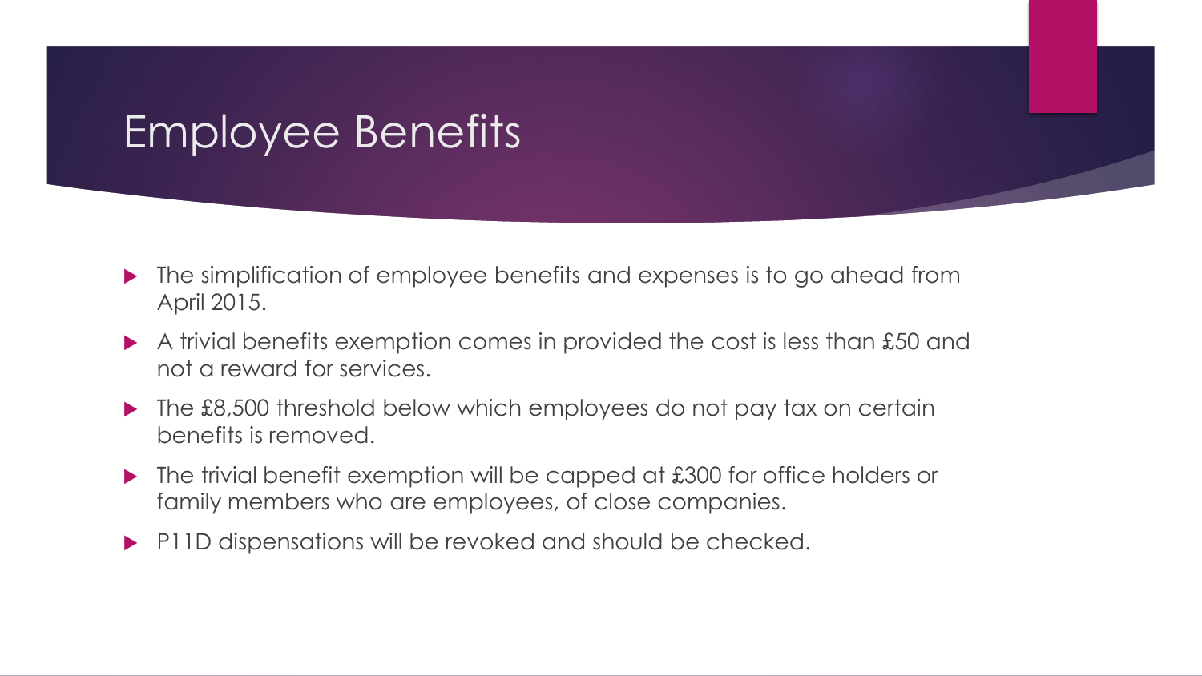# Employee Benefits

- The simplification of employee benefits and expenses is to go ahead from April 2015.
- A trivial benefits exemption comes in provided the cost is less than £50 and not a reward for services.
- The £8,500 threshold below which employees do not pay tax on certain benefits is removed.
- The trivial benefit exemption will be capped at £300 for office holders or family members who are employees, of close companies.
- P11D dispensations will be revoked and should be checked.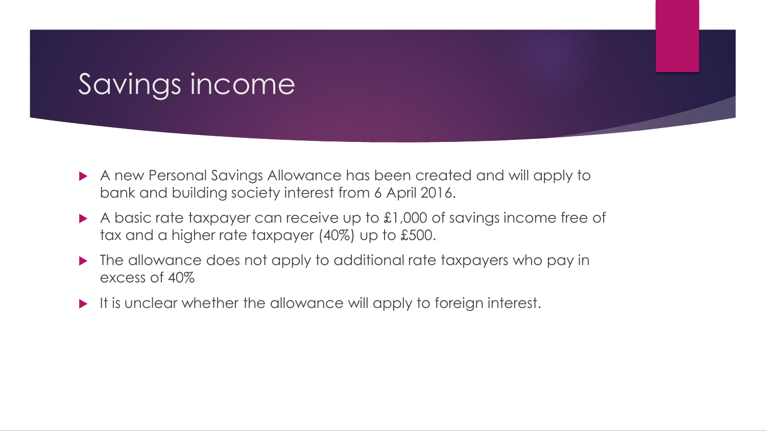# Savings income

- A new Personal Savings Allowance has been created and will apply to bank and building society interest from 6 April 2016.
- A basic rate taxpayer can receive up to £1,000 of savings income free of tax and a higher rate taxpayer (40%) up to £500.
- The allowance does not apply to additional rate taxpayers who pay in excess of 40%
- It is unclear whether the allowance will apply to foreign interest.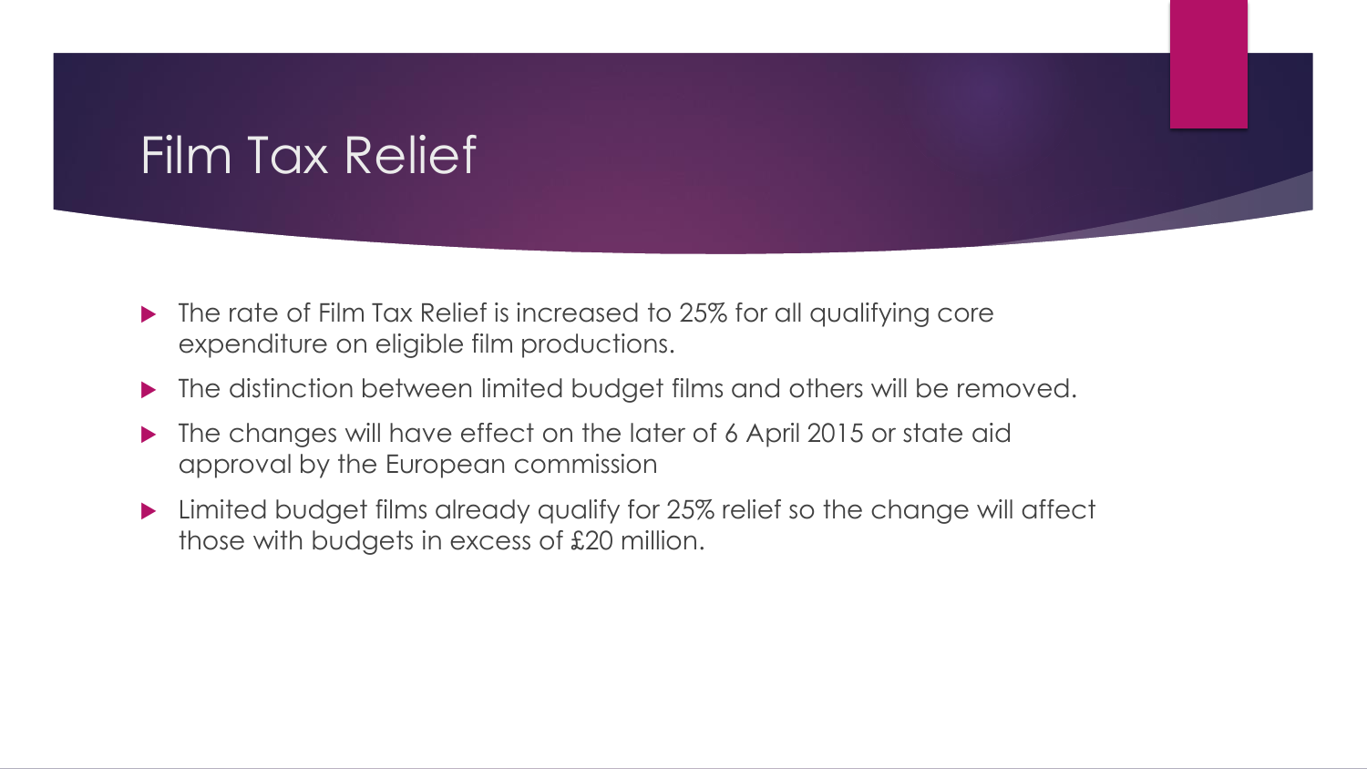# Film Tax Relief

- The rate of Film Tax Relief is increased to 25% for all qualifying core expenditure on eligible film productions.
- The distinction between limited budget films and others will be removed.
- The changes will have effect on the later of 6 April 2015 or state aid approval by the European commission
- Limited budget films already qualify for 25% relief so the change will affect those with budgets in excess of £20 million.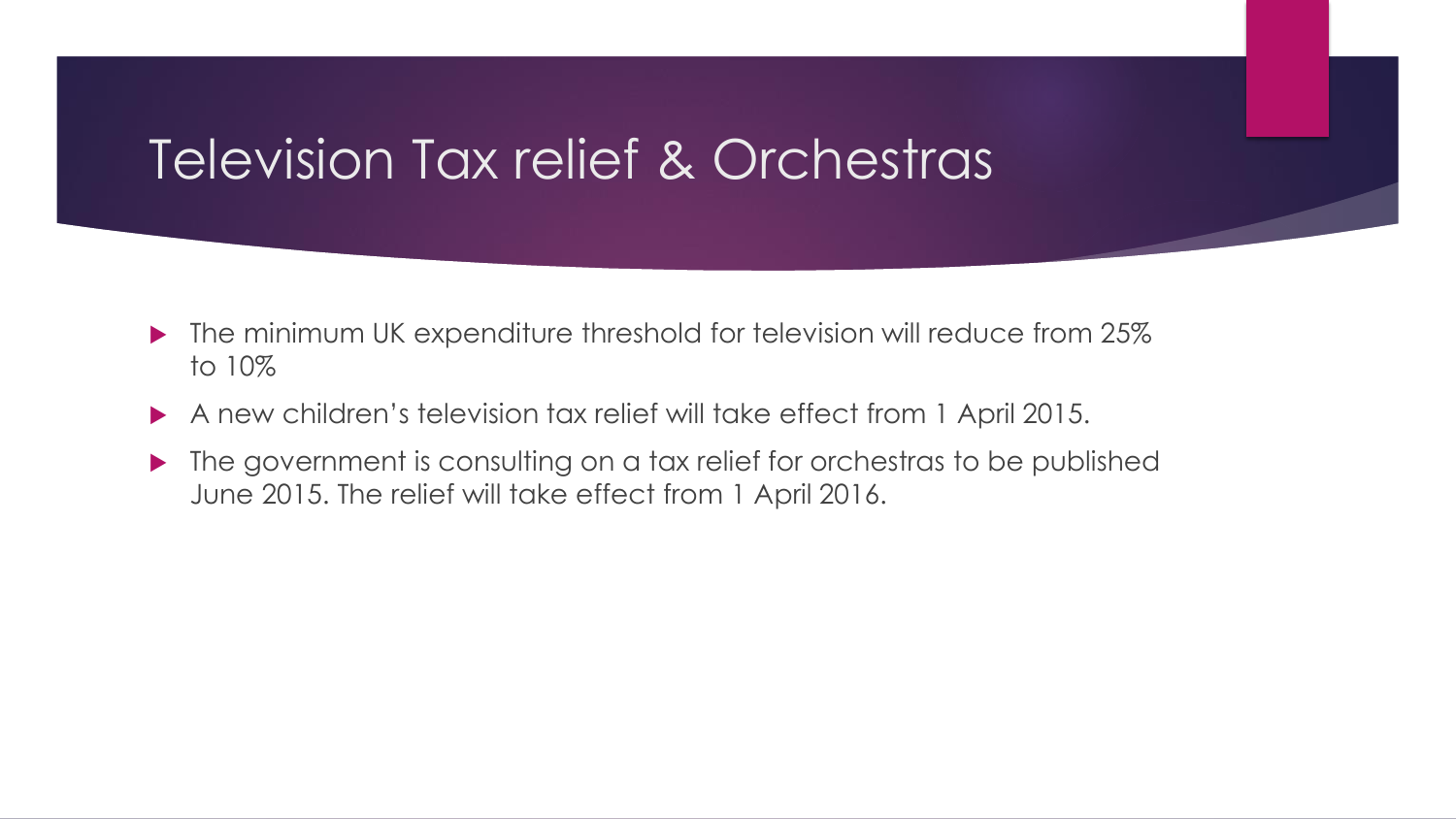# Television Tax relief & Orchestras

- The minimum UK expenditure threshold for television will reduce from 25% to 10%
- A new children's television tax relief will take effect from 1 April 2015.
- The government is consulting on a tax relief for orchestras to be published June 2015. The relief will take effect from 1 April 2016.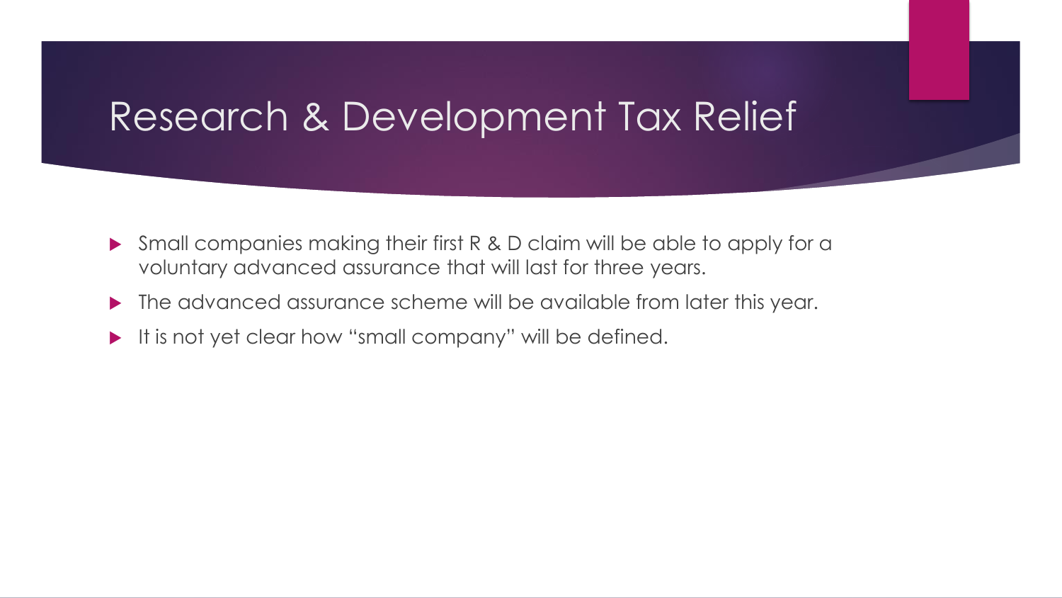# Research & Development Tax Relief

- Small companies making their first R & D claim will be able to apply for a voluntary advanced assurance that will last for three years.
- The advanced assurance scheme will be available from later this year.
- It is not yet clear how “small company” will be defined.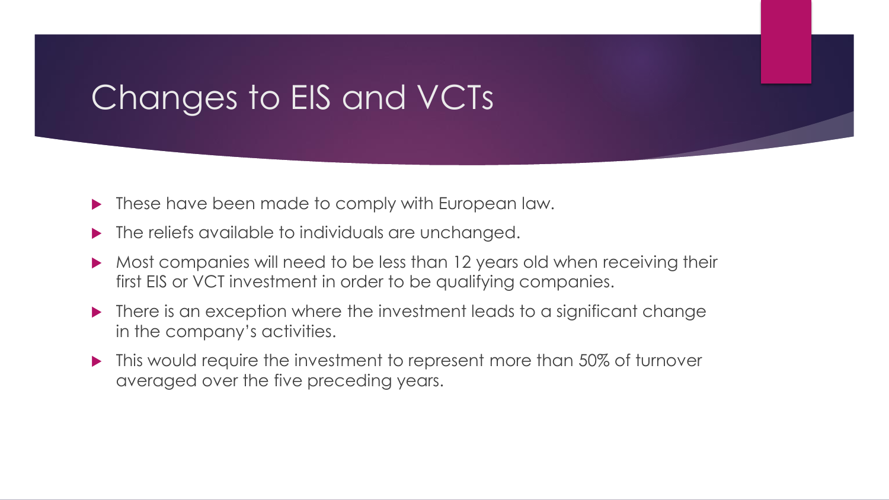# Changes to EIS and VCTs

- These have been made to comply with European law.
- The reliefs available to individuals are unchanged.
- Most companies will need to be less than 12 years old when receiving their first EIS or VCT investment in order to be qualifying companies.
- There is an exception where the investment leads to a significant change in the company's activities.
- This would require the investment to represent more than 50% of turnover averaged over the five preceding years.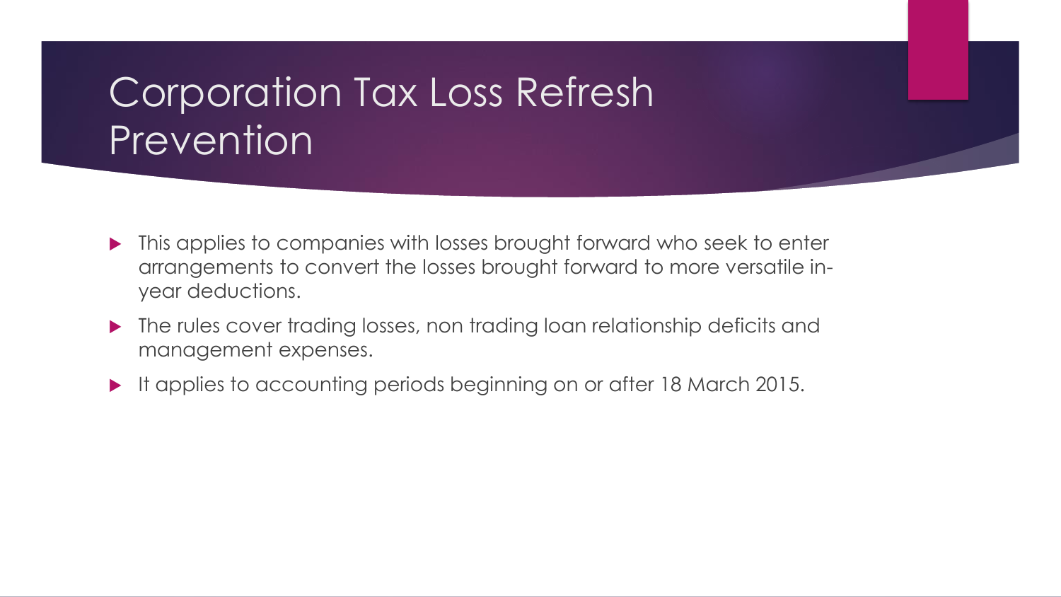# Corporation Tax Loss Refresh Prevention

- This applies to companies with losses brought forward who seek to enter arrangements to convert the losses brought forward to more versatile in-year deductions.
- The rules cover trading losses, non trading loan relationship deficits and management expenses.
- It applies to accounting periods beginning on or after 18 March 2015.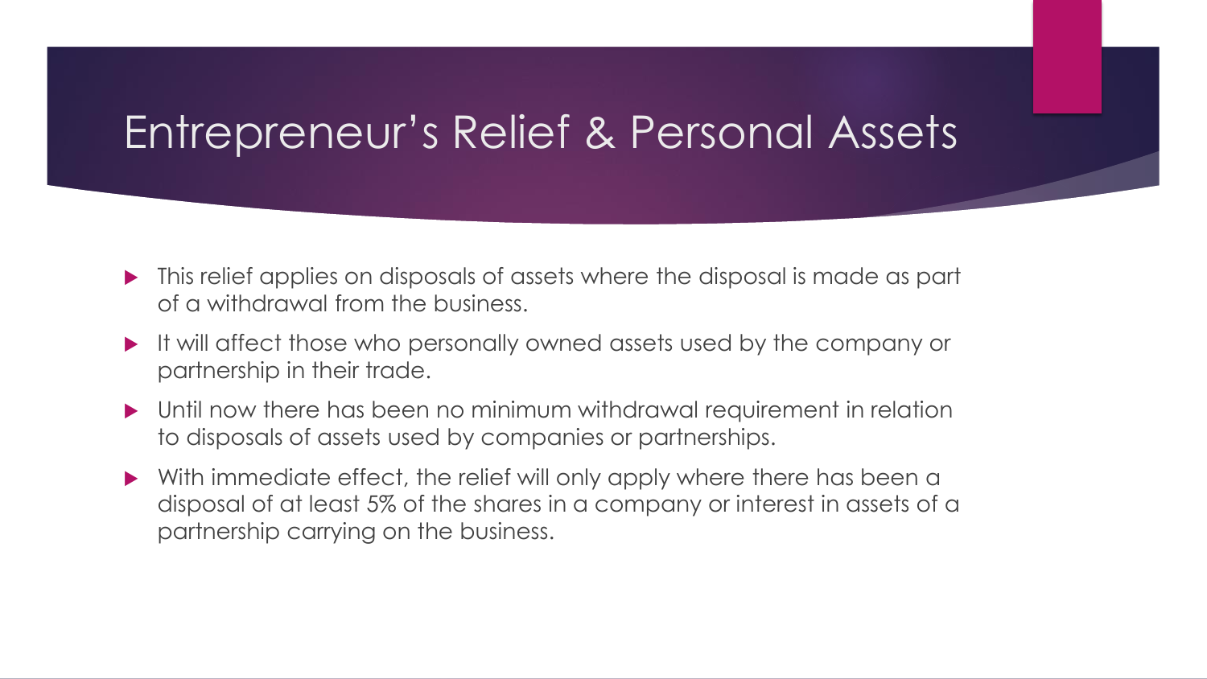# Entrepreneur's Relief & Personal Assets

- This relief applies on disposals of assets where the disposal is made as part of a withdrawal from the business.
- It will affect those who personally owned assets used by the company or partnership in their trade.
- Until now there has been no minimum withdrawal requirement in relation to disposals of assets used by companies or partnerships.
- With immediate effect, the relief will only apply where there has been a disposal of at least 5% of the shares in a company or interest in assets of a partnership carrying on the business.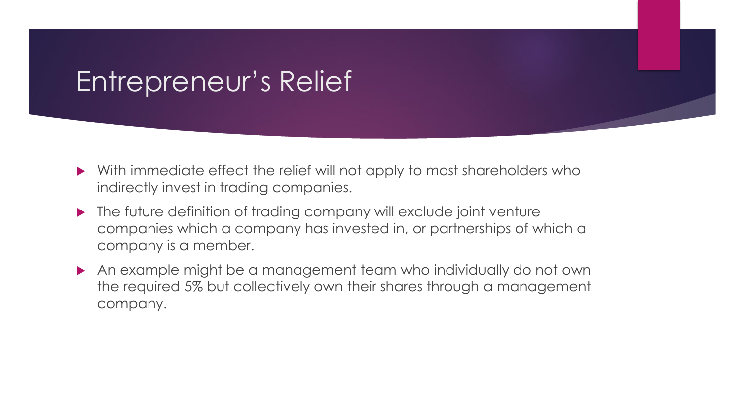# Entrepreneur's Relief

- With immediate effect the relief will not apply to most shareholders who indirectly invest in trading companies.
- The future definition of trading company will exclude joint venture companies which a company has invested in, or partnerships of which a company is a member.
- An example might be a management team who individually do not own the required 5% but collectively own their shares through a management company.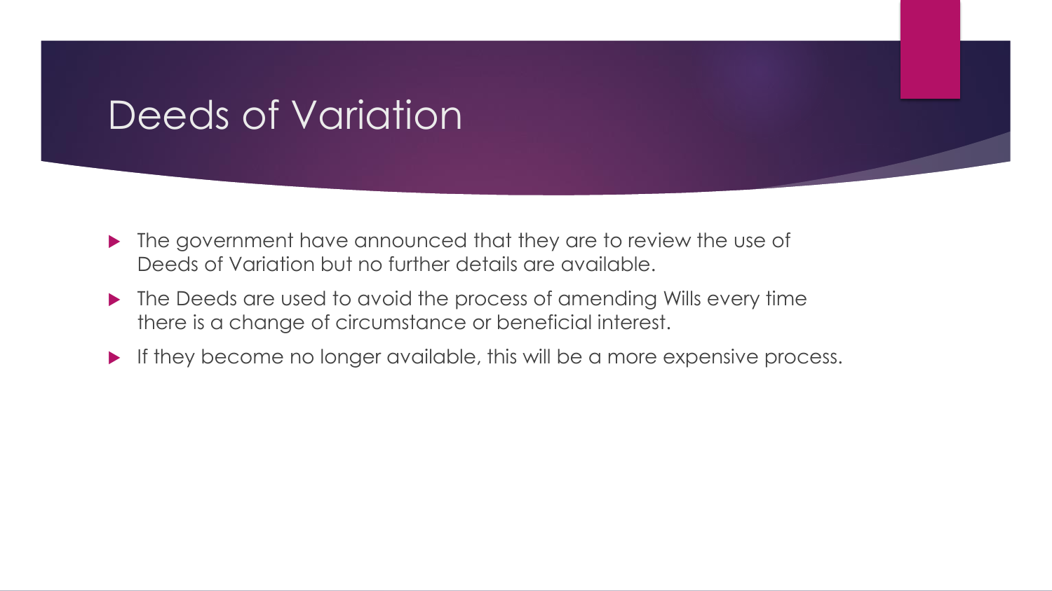# Deeds of Variation

- The government have announced that they are to review the use of Deeds of Variation but no further details are available.
- The Deeds are used to avoid the process of amending Wills every time there is a change of circumstance or beneficial interest.
- If they become no longer available, this will be a more expensive process.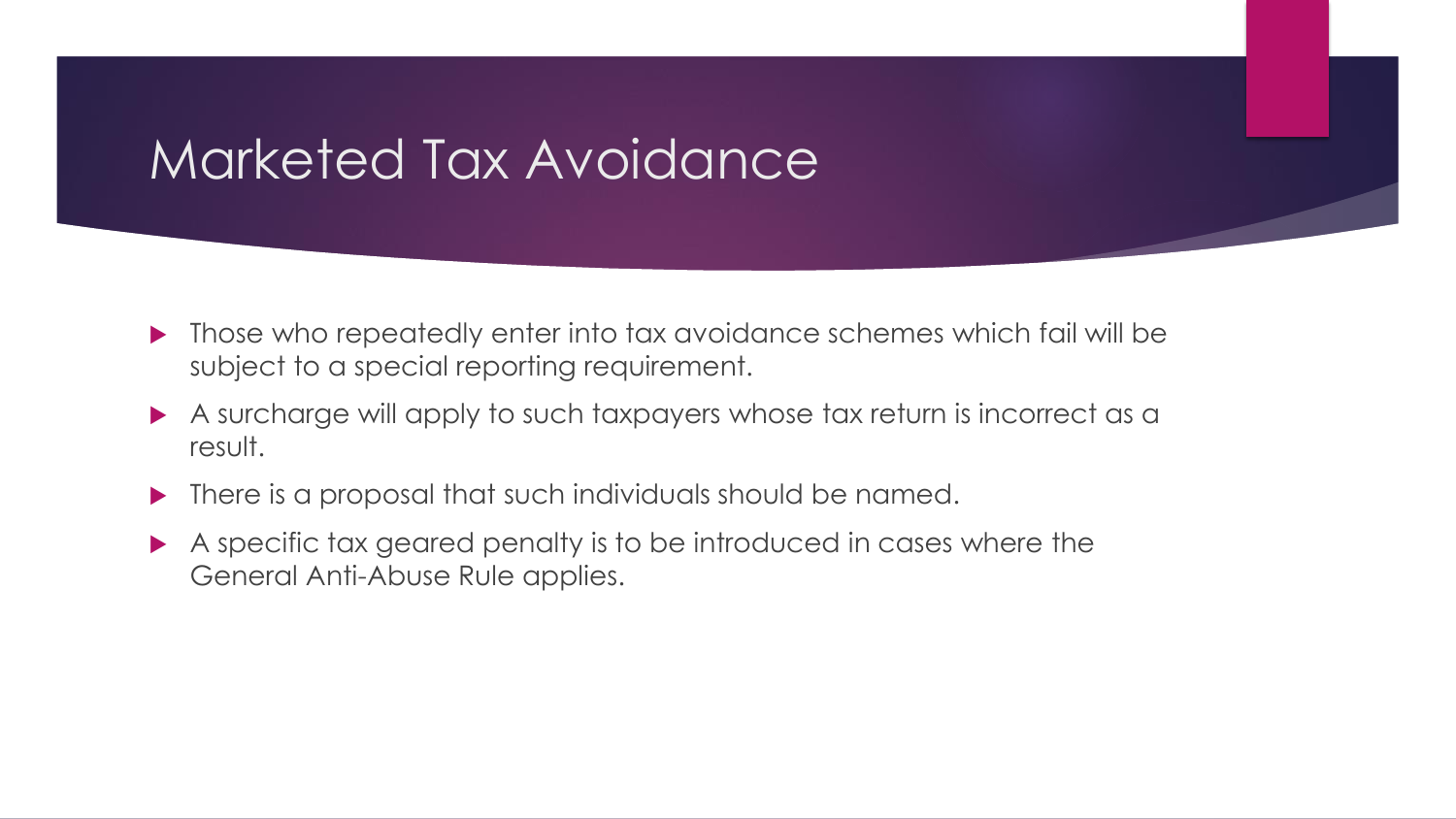# Marketed Tax Avoidance

- Those who repeatedly enter into tax avoidance schemes which fail will be subject to a special reporting requirement.
- A surcharge will apply to such taxpayers whose tax return is incorrect as a result.
- There is a proposal that such individuals should be named.
- A specific tax geared penalty is to be introduced in cases where the General Anti-Abuse Rule applies.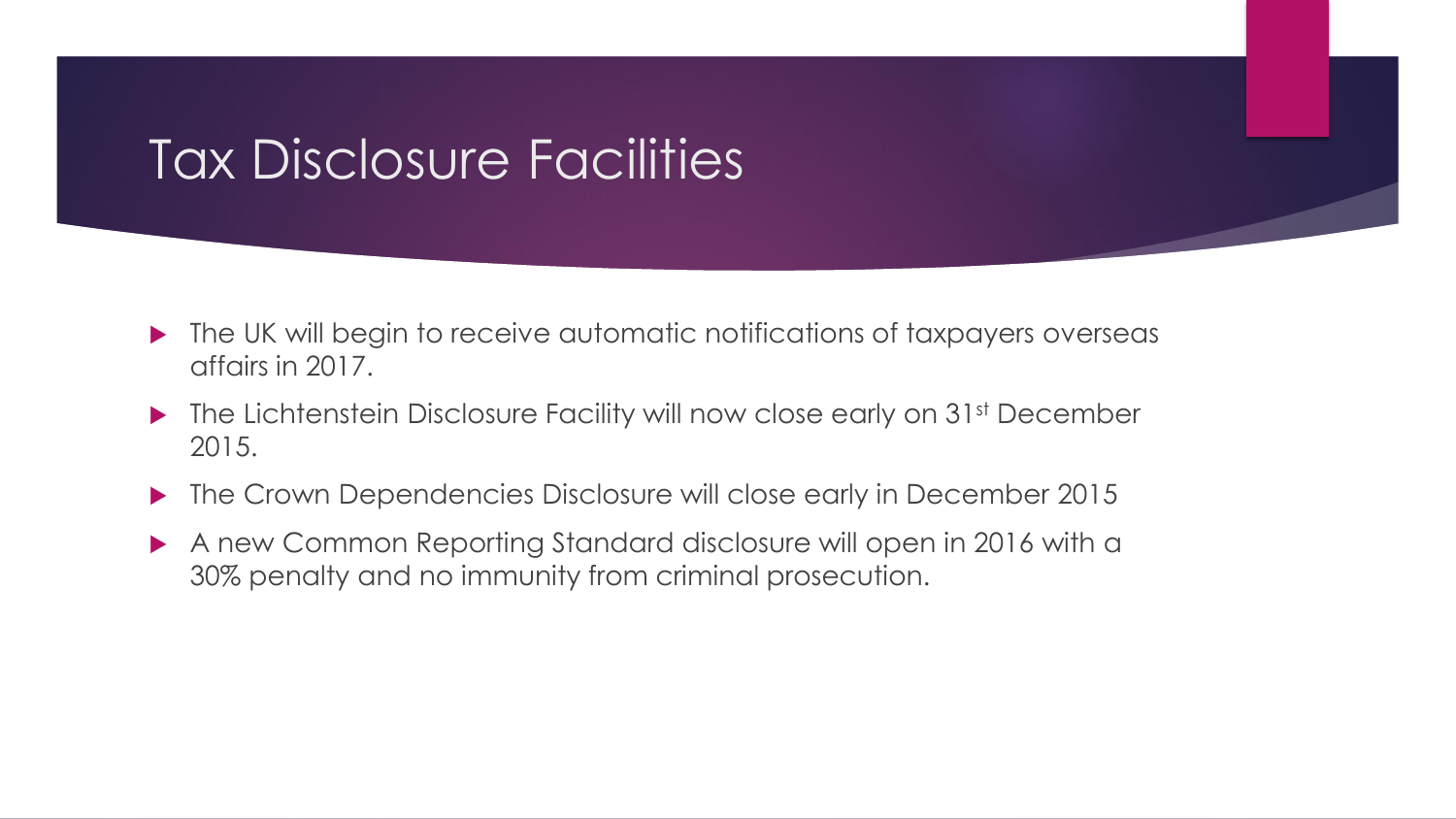# Tax Disclosure Facilities

- The UK will begin to receive automatic notifications of taxpayers overseas affairs in 2017.
- The Lichtenstein Disclosure Facility will now close early on 31st December 2015.
- The Crown Dependencies Disclosure will close early in December 2015
- A new Common Reporting Standard disclosure will open in 2016 with a 30% penalty and no immunity from criminal prosecution.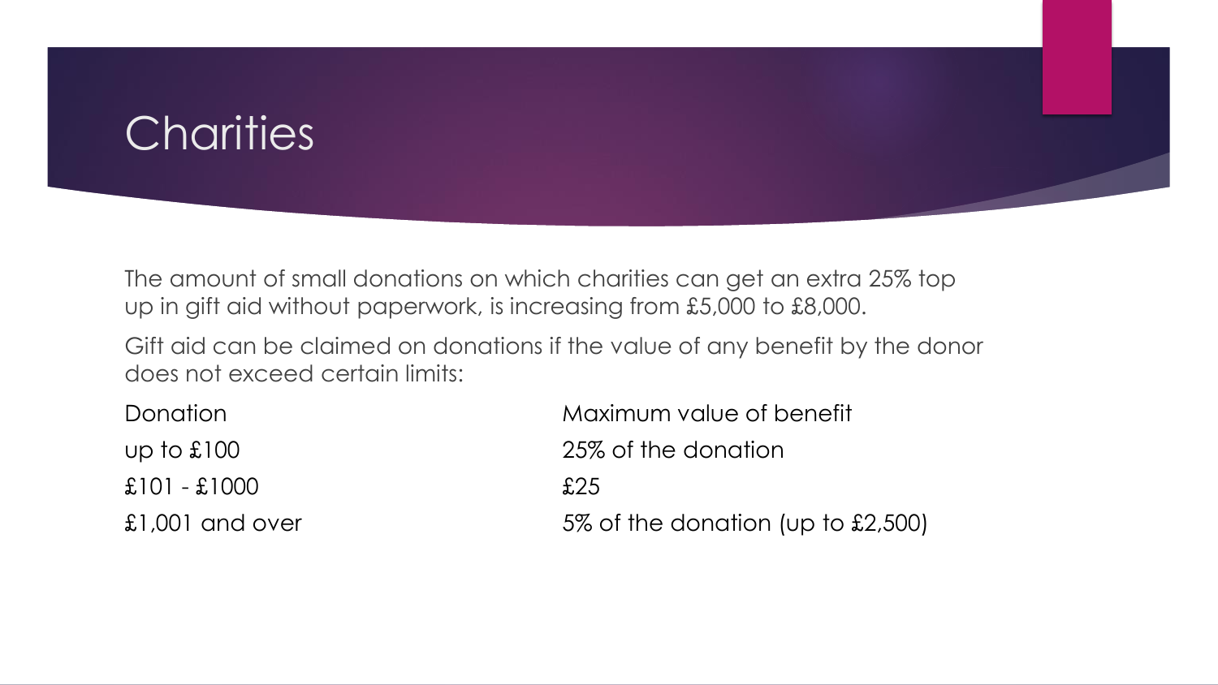# Charities

The amount of small donations on which charities can get an extra 25% top up in gift aid without paperwork, is increasing from £5,000 to £8,000.

Gift aid can be claimed on donations if the value of any benefit by the donor does not exceed certain limits:

| Donation | Maximum value of benefit |
| --- | --- |
| up to £100 | 25% of the donation |
| £101 - £1000 | £25 |
| £1,001 and over | 5% of the donation (up to £2,500) |